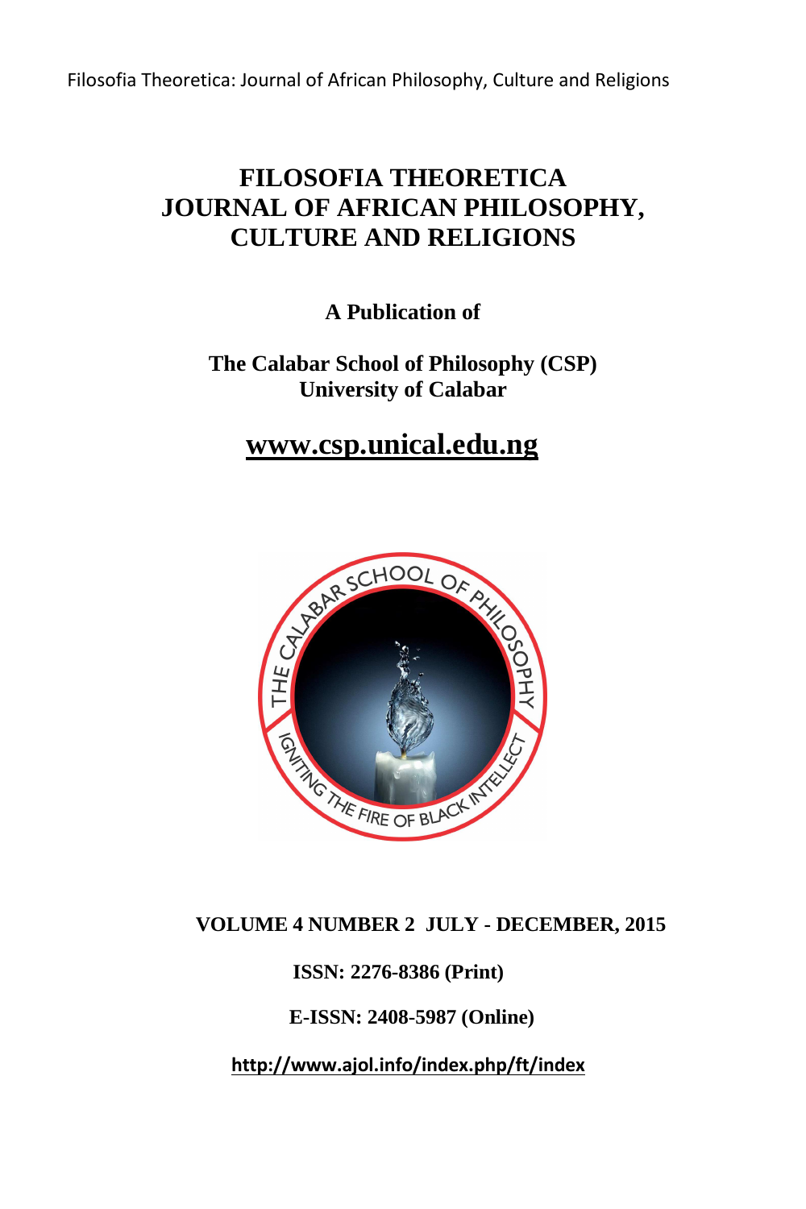# FILOSOFIA THEORETICA
# JOURNAL OF AFRICAN PHILOSOPHY, CULTURE AND RELIGIONS

**A Publication of**

**The Calabar School of Philosophy (CSP)**
**University of Calabar**

**www.csp.unical.edu.ng**

**VOLUME 4 NUMBER 2 JULY - DECEMBER, 2015**

**ISSN: 2276-8386 (Print)**

**E-ISSN: 2408-5987 (Online)**

**http://www.ajol.info/index.php/ft/index**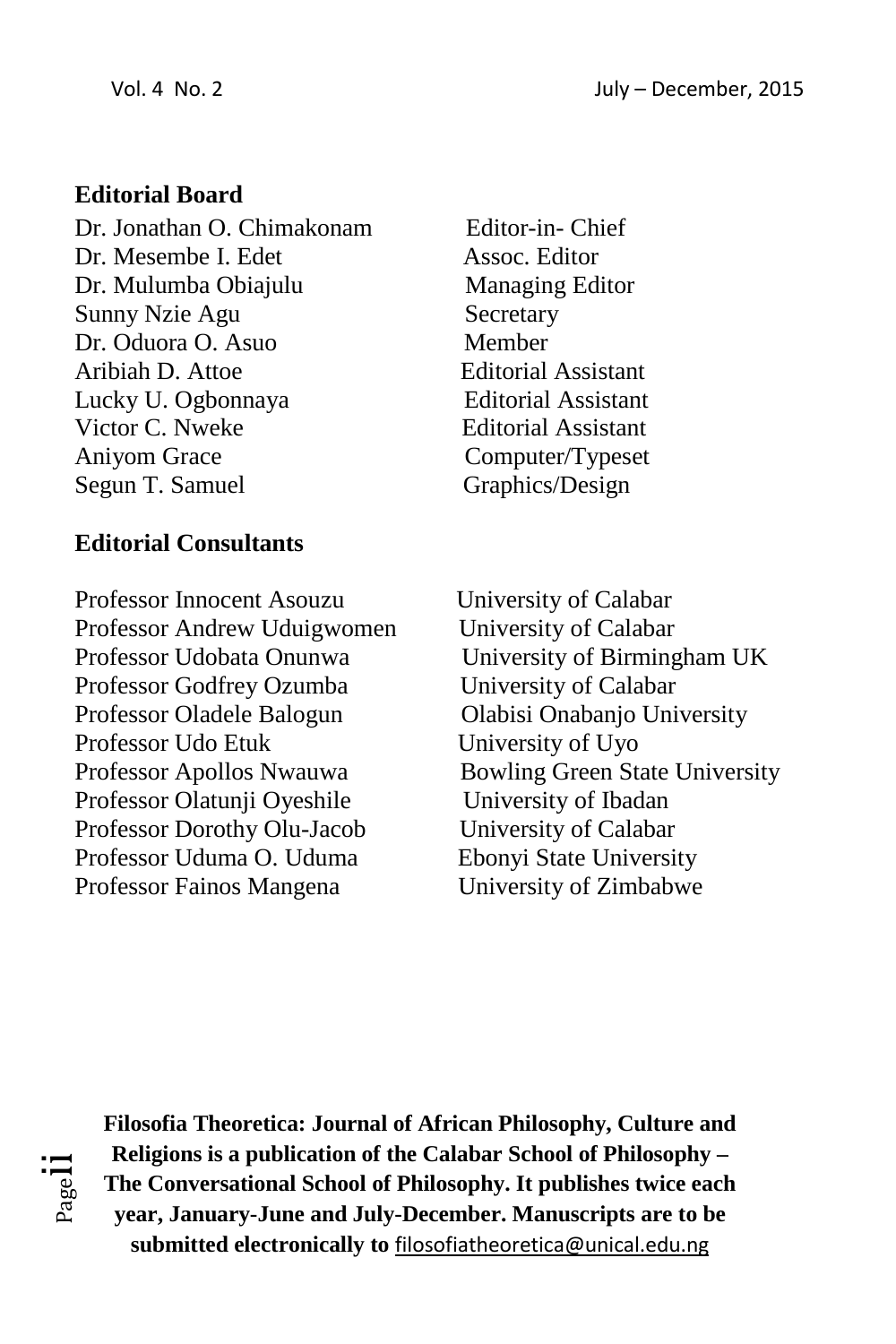**Editorial Board**

| | |
|---|---|
| Dr. Jonathan O. Chimakonam | Editor-in- Chief |
| Dr. Mesembe I. Edet | Assoc. Editor |
| Dr. Mulumba Obiajulu | Managing Editor |
| Sunny Nzie Agu | Secretary |
| Dr. Oduora O. Asuo | Member |
| Aribiah D. Attoe | Editorial Assistant |
| Lucky U. Ogbonnaya | Editorial Assistant |
| Victor C. Nweke | Editorial Assistant |
| Aniyom Grace | Computer/Typeset |
| Segun T. Samuel | Graphics/Design |

**Editorial Consultants**

| | |
|---|---|
| Professor Innocent Asouzu | University of Calabar |
| Professor Andrew Uduigwomen | University of Calabar |
| Professor Udobata Onunwa | University of Birmingham UK |
| Professor Godfrey Ozumba | University of Calabar |
| Professor Oladele Balogun | Olabisi Onabanjo University |
| Professor Udo Etuk | University of Uyo |
| Professor Apollos Nwauwa | Bowling Green State University |
| Professor Olatunji Oyeshile | University of Ibadan |
| Professor Dorothy Olu-Jacob | University of Calabar |
| Professor Uduma O. Uduma | Ebonyi State University |
| Professor Fainos Mangena | University of Zimbabwe |

**Filosofia Theoretica: Journal of African Philosophy, Culture and Religions is a publication of the Calabar School of Philosophy – The Conversational School of Philosophy. It publishes twice each year, January-June and July-December. Manuscripts are to be submitted electronically to** filosofiatheoretica@unical.edu.ng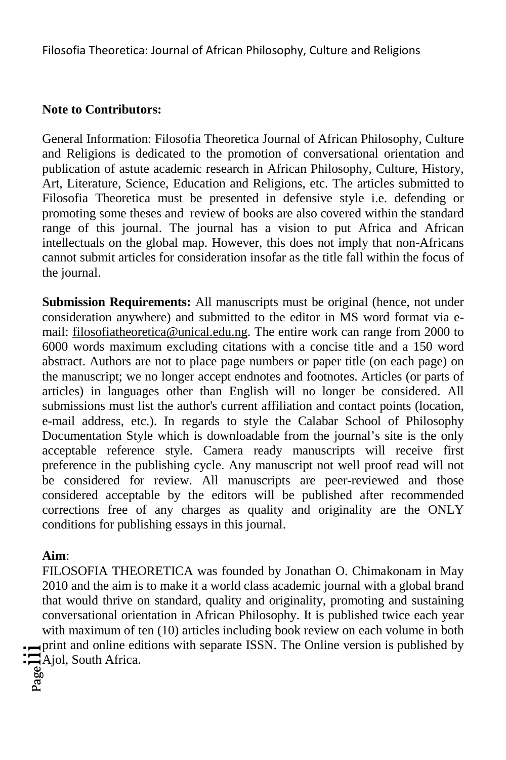**Note to Contributors:**

General Information: Filosofia Theoretica Journal of African Philosophy, Culture and Religions is dedicated to the promotion of conversational orientation and publication of astute academic research in African Philosophy, Culture, History, Art, Literature, Science, Education and Religions, etc. The articles submitted to Filosofia Theoretica must be presented in defensive style i.e. defending or promoting some theses and review of books are also covered within the standard range of this journal. The journal has a vision to put Africa and African intellectuals on the global map. However, this does not imply that non-Africans cannot submit articles for consideration insofar as the title fall within the focus of the journal.

**Submission Requirements:** All manuscripts must be original (hence, not under consideration anywhere) and submitted to the editor in MS word format via e-mail: filosofiatheoretica@unical.edu.ng. The entire work can range from 2000 to 6000 words maximum excluding citations with a concise title and a 150 word abstract. Authors are not to place page numbers or paper title (on each page) on the manuscript; we no longer accept endnotes and footnotes. Articles (or parts of articles) in languages other than English will no longer be considered. All submissions must list the author's current affiliation and contact points (location, e-mail address, etc.). In regards to style the Calabar School of Philosophy Documentation Style which is downloadable from the journal's site is the only acceptable reference style. Camera ready manuscripts will receive first preference in the publishing cycle. Any manuscript not well proof read will not be considered for review. All manuscripts are peer-reviewed and those considered acceptable by the editors will be published after recommended corrections free of any charges as quality and originality are the ONLY conditions for publishing essays in this journal.

**Aim**:

FILOSOFIA THEORETICA was founded by Jonathan O. Chimakonam in May 2010 and the aim is to make it a world class academic journal with a global brand that would thrive on standard, quality and originality, promoting and sustaining conversational orientation in African Philosophy. It is published twice each year with maximum of ten (10) articles including book review on each volume in both print and online editions with separate ISSN. The Online version is published by Ajol, South Africa.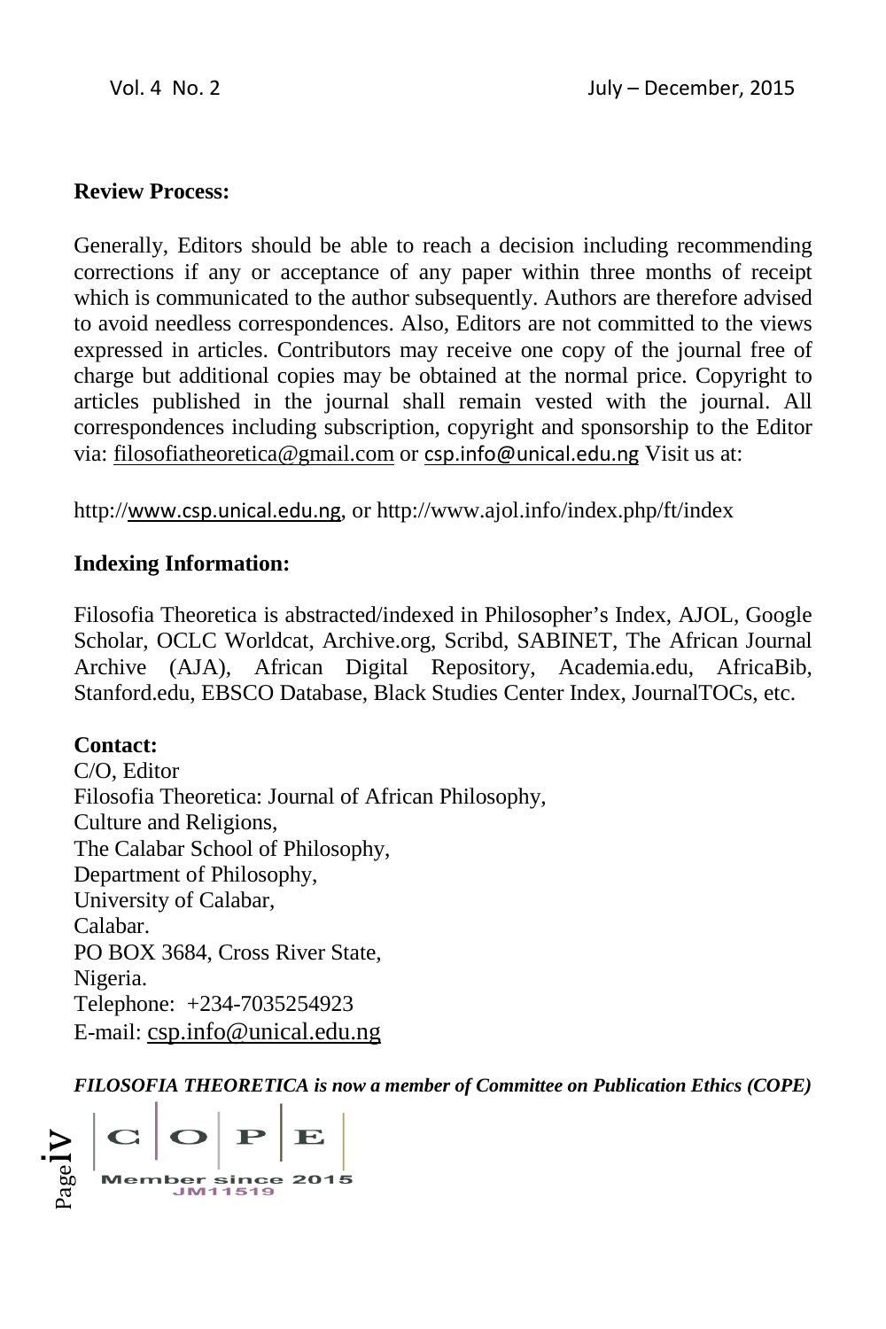**Review Process:**

Generally, Editors should be able to reach a decision including recommending corrections if any or acceptance of any paper within three months of receipt which is communicated to the author subsequently. Authors are therefore advised to avoid needless correspondences. Also, Editors are not committed to the views expressed in articles. Contributors may receive one copy of the journal free of charge but additional copies may be obtained at the normal price. Copyright to articles published in the journal shall remain vested with the journal. All correspondences including subscription, copyright and sponsorship to the Editor via: filosofiatheoretica@gmail.com or csp.info@unical.edu.ng Visit us at:

http://www.csp.unical.edu.ng, or http://www.ajol.info/index.php/ft/index

**Indexing Information:**

Filosofia Theoretica is abstracted/indexed in Philosopher's Index, AJOL, Google Scholar, OCLC Worldcat, Archive.org, Scribd, SABINET, The African Journal Archive (AJA), African Digital Repository, Academia.edu, AfricaBib, Stanford.edu, EBSCO Database, Black Studies Center Index, JournalTOCs, etc.

**Contact:**
C/O, Editor
Filosofia Theoretica: Journal of African Philosophy,
Culture and Religions,
The Calabar School of Philosophy,
Department of Philosophy,
University of Calabar,
Calabar.
PO BOX 3684, Cross River State,
Nigeria.
Telephone: +234-7035254923
E-mail: csp.info@unical.edu.ng

***FILOSOFIA THEORETICA is now a member of Committee on Publication Ethics (COPE)***

C | O | P | E
Member since 2015
JM11519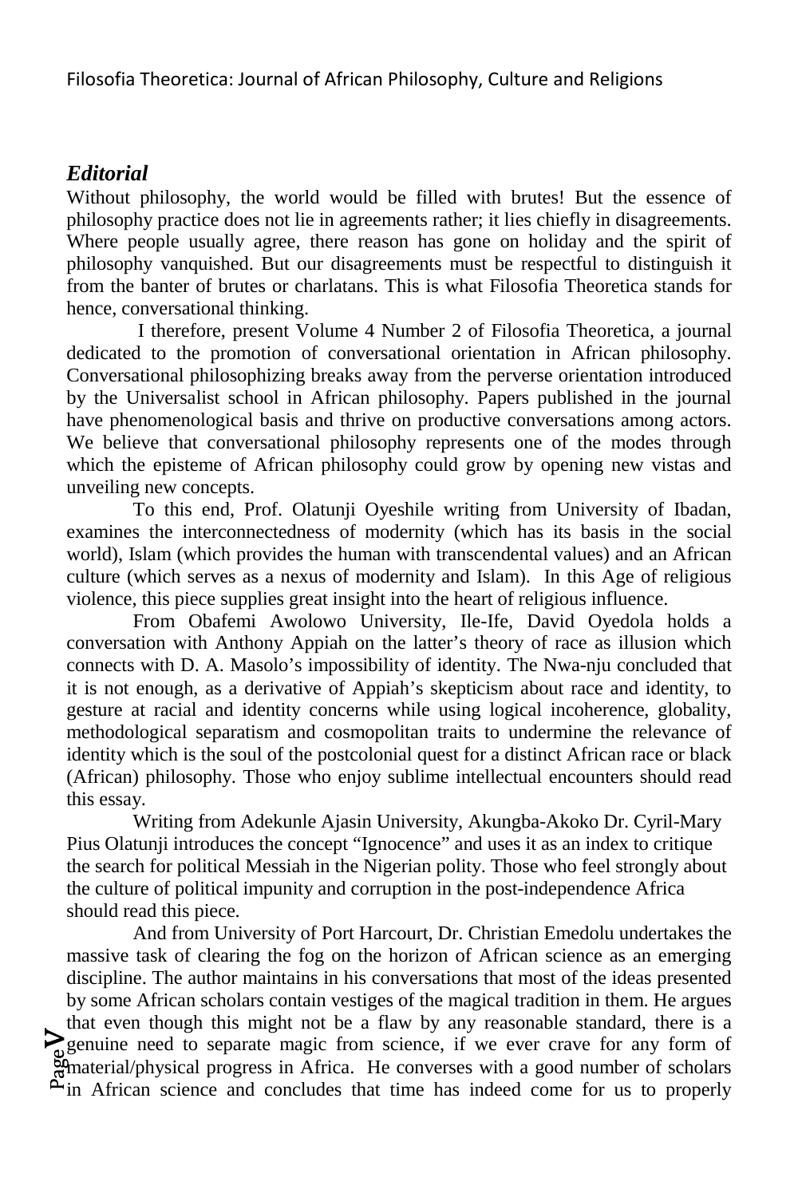### *Editorial*

Without philosophy, the world would be filled with brutes! But the essence of philosophy practice does not lie in agreements rather; it lies chiefly in disagreements. Where people usually agree, there reason has gone on holiday and the spirit of philosophy vanquished. But our disagreements must be respectful to distinguish it from the banter of brutes or charlatans. This is what Filosofia Theoretica stands for hence, conversational thinking.

I therefore, present Volume 4 Number 2 of Filosofia Theoretica, a journal dedicated to the promotion of conversational orientation in African philosophy. Conversational philosophizing breaks away from the perverse orientation introduced by the Universalist school in African philosophy. Papers published in the journal have phenomenological basis and thrive on productive conversations among actors. We believe that conversational philosophy represents one of the modes through which the episteme of African philosophy could grow by opening new vistas and unveiling new concepts.

To this end, Prof. Olatunji Oyeshile writing from University of Ibadan, examines the interconnectedness of modernity (which has its basis in the social world), Islam (which provides the human with transcendental values) and an African culture (which serves as a nexus of modernity and Islam). In this Age of religious violence, this piece supplies great insight into the heart of religious influence.

From Obafemi Awolowo University, Ile-Ife, David Oyedola holds a conversation with Anthony Appiah on the latter's theory of race as illusion which connects with D. A. Masolo's impossibility of identity. The Nwa-nju concluded that it is not enough, as a derivative of Appiah's skepticism about race and identity, to gesture at racial and identity concerns while using logical incoherence, globality, methodological separatism and cosmopolitan traits to undermine the relevance of identity which is the soul of the postcolonial quest for a distinct African race or black (African) philosophy. Those who enjoy sublime intellectual encounters should read this essay.

Writing from Adekunle Ajasin University, Akungba-Akoko Dr. Cyril-Mary Pius Olatunji introduces the concept "Ignocence" and uses it as an index to critique the search for political Messiah in the Nigerian polity. Those who feel strongly about the culture of political impunity and corruption in the post-independence Africa should read this piece.

And from University of Port Harcourt, Dr. Christian Emedolu undertakes the massive task of clearing the fog on the horizon of African science as an emerging discipline. The author maintains in his conversations that most of the ideas presented by some African scholars contain vestiges of the magical tradition in them. He argues that even though this might not be a flaw by any reasonable standard, there is a genuine need to separate magic from science, if we ever crave for any form of material/physical progress in Africa. He converses with a good number of scholars in African science and concludes that time has indeed come for us to properly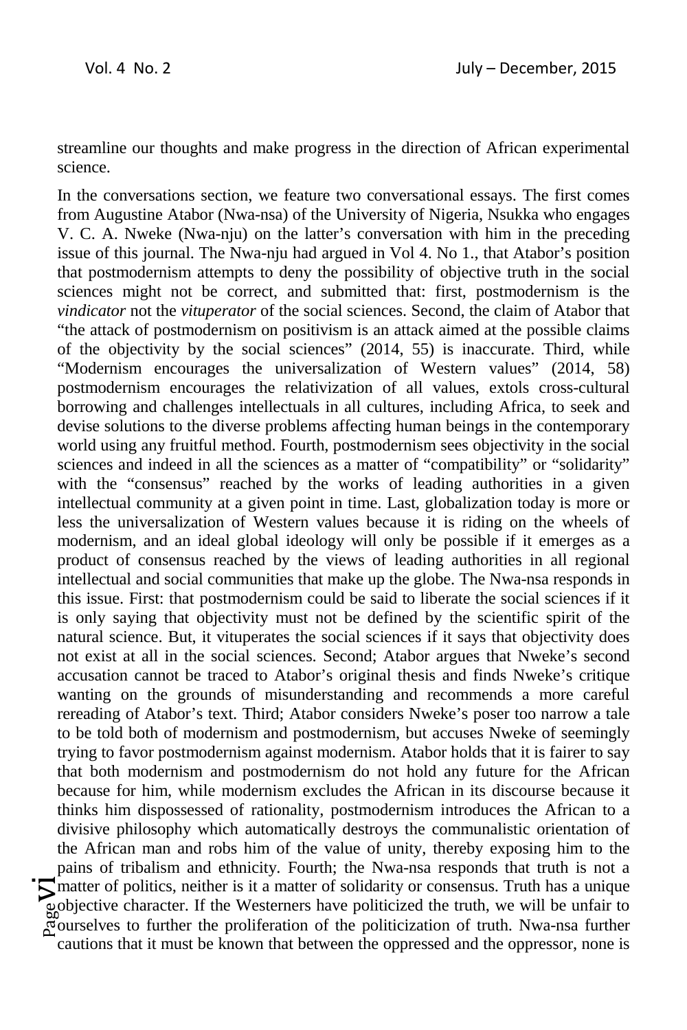streamline our thoughts and make progress in the direction of African experimental science.

In the conversations section, we feature two conversational essays. The first comes from Augustine Atabor (Nwa-nsa) of the University of Nigeria, Nsukka who engages V. C. A. Nweke (Nwa-nju) on the latter's conversation with him in the preceding issue of this journal. The Nwa-nju had argued in Vol 4. No 1., that Atabor's position that postmodernism attempts to deny the possibility of objective truth in the social sciences might not be correct, and submitted that: first, postmodernism is the *vindicator* not the *vituperator* of the social sciences. Second, the claim of Atabor that "the attack of postmodernism on positivism is an attack aimed at the possible claims of the objectivity by the social sciences" (2014, 55) is inaccurate. Third, while "Modernism encourages the universalization of Western values" (2014, 58) postmodernism encourages the relativization of all values, extols cross-cultural borrowing and challenges intellectuals in all cultures, including Africa, to seek and devise solutions to the diverse problems affecting human beings in the contemporary world using any fruitful method. Fourth, postmodernism sees objectivity in the social sciences and indeed in all the sciences as a matter of "compatibility" or "solidarity" with the "consensus" reached by the works of leading authorities in a given intellectual community at a given point in time. Last, globalization today is more or less the universalization of Western values because it is riding on the wheels of modernism, and an ideal global ideology will only be possible if it emerges as a product of consensus reached by the views of leading authorities in all regional intellectual and social communities that make up the globe. The Nwa-nsa responds in this issue. First: that postmodernism could be said to liberate the social sciences if it is only saying that objectivity must not be defined by the scientific spirit of the natural science. But, it vituperates the social sciences if it says that objectivity does not exist at all in the social sciences. Second; Atabor argues that Nweke's second accusation cannot be traced to Atabor's original thesis and finds Nweke's critique wanting on the grounds of misunderstanding and recommends a more careful rereading of Atabor's text. Third; Atabor considers Nweke's poser too narrow a tale to be told both of modernism and postmodernism, but accuses Nweke of seemingly trying to favor postmodernism against modernism. Atabor holds that it is fairer to say that both modernism and postmodernism do not hold any future for the African because for him, while modernism excludes the African in its discourse because it thinks him dispossessed of rationality, postmodernism introduces the African to a divisive philosophy which automatically destroys the communalistic orientation of the African man and robs him of the value of unity, thereby exposing him to the pains of tribalism and ethnicity. Fourth; the Nwa-nsa responds that truth is not a matter of politics, neither is it a matter of solidarity or consensus. Truth has a unique objective character. If the Westerners have politicized the truth, we will be unfair to ourselves to further the proliferation of the politicization of truth. Nwa-nsa further cautions that it must be known that between the oppressed and the oppressor, none is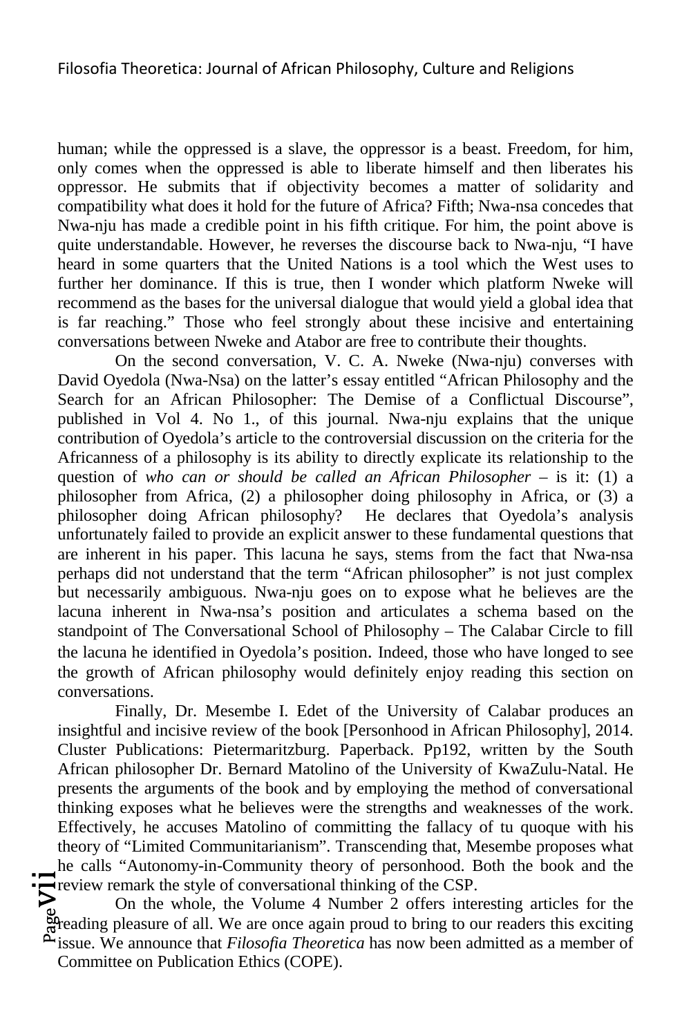human; while the oppressed is a slave, the oppressor is a beast. Freedom, for him, only comes when the oppressed is able to liberate himself and then liberates his oppressor. He submits that if objectivity becomes a matter of solidarity and compatibility what does it hold for the future of Africa? Fifth; Nwa-nsa concedes that Nwa-nju has made a credible point in his fifth critique. For him, the point above is quite understandable. However, he reverses the discourse back to Nwa-nju, "I have heard in some quarters that the United Nations is a tool which the West uses to further her dominance. If this is true, then I wonder which platform Nweke will recommend as the bases for the universal dialogue that would yield a global idea that is far reaching." Those who feel strongly about these incisive and entertaining conversations between Nweke and Atabor are free to contribute their thoughts.

On the second conversation, V. C. A. Nweke (Nwa-nju) converses with David Oyedola (Nwa-Nsa) on the latter's essay entitled "African Philosophy and the Search for an African Philosopher: The Demise of a Conflictual Discourse", published in Vol 4. No 1., of this journal. Nwa-nju explains that the unique contribution of Oyedola's article to the controversial discussion on the criteria for the Africanness of a philosophy is its ability to directly explicate its relationship to the question of *who can or should be called an African Philosopher* – is it: (1) a philosopher from Africa, (2) a philosopher doing philosophy in Africa, or (3) a philosopher doing African philosophy? He declares that Oyedola's analysis unfortunately failed to provide an explicit answer to these fundamental questions that are inherent in his paper. This lacuna he says, stems from the fact that Nwa-nsa perhaps did not understand that the term "African philosopher" is not just complex but necessarily ambiguous. Nwa-nju goes on to expose what he believes are the lacuna inherent in Nwa-nsa's position and articulates a schema based on the standpoint of The Conversational School of Philosophy – The Calabar Circle to fill the lacuna he identified in Oyedola's position. Indeed, those who have longed to see the growth of African philosophy would definitely enjoy reading this section on conversations.

Finally, Dr. Mesembe I. Edet of the University of Calabar produces an insightful and incisive review of the book [Personhood in African Philosophy], 2014. Cluster Publications: Pietermaritzburg. Paperback. Pp192, written by the South African philosopher Dr. Bernard Matolino of the University of KwaZulu-Natal. He presents the arguments of the book and by employing the method of conversational thinking exposes what he believes were the strengths and weaknesses of the work. Effectively, he accuses Matolino of committing the fallacy of tu quoque with his theory of "Limited Communitarianism". Transcending that, Mesembe proposes what he calls "Autonomy-in-Community theory of personhood. Both the book and the review remark the style of conversational thinking of the CSP.

On the whole, the Volume 4 Number 2 offers interesting articles for the reading pleasure of all. We are once again proud to bring to our readers this exciting issue. We announce that *Filosofia Theoretica* has now been admitted as a member of Committee on Publication Ethics (COPE).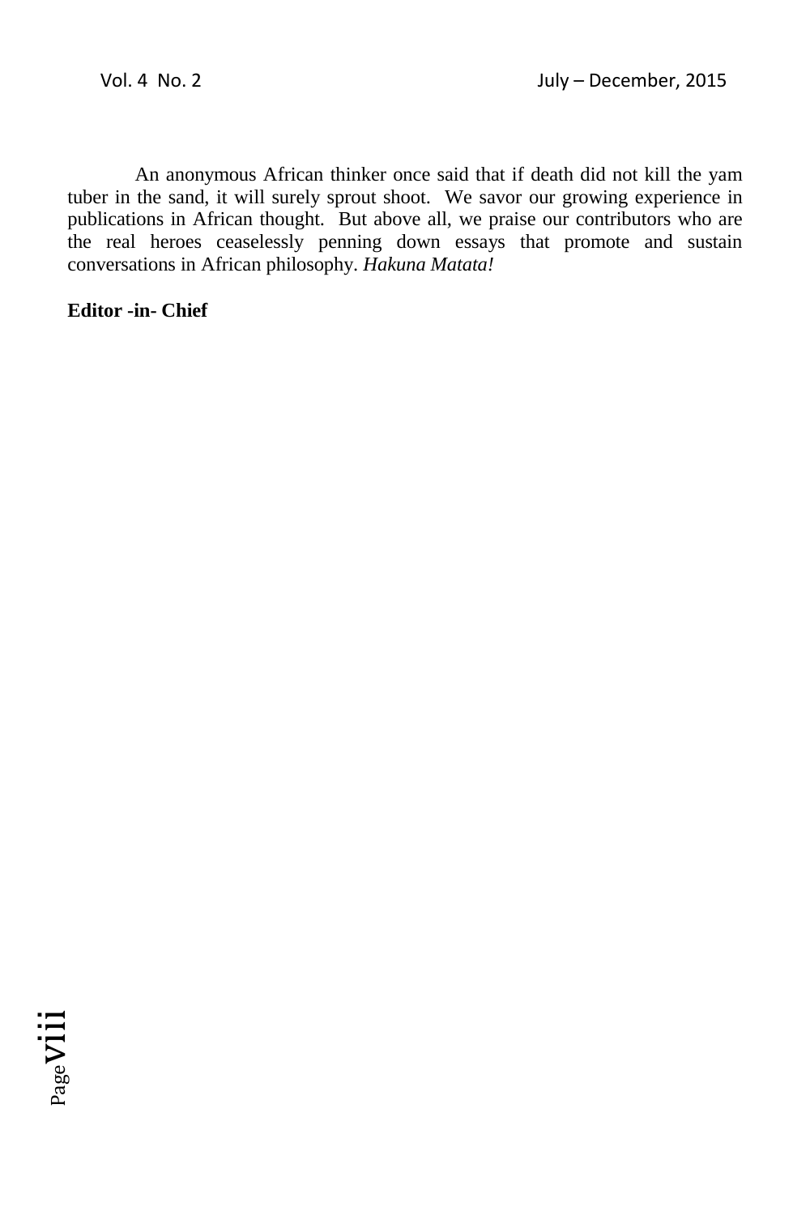An anonymous African thinker once said that if death did not kill the yam tuber in the sand, it will surely sprout shoot. We savor our growing experience in publications in African thought. But above all, we praise our contributors who are the real heroes ceaselessly penning down essays that promote and sustain conversations in African philosophy. *Hakuna Matata!*

**Editor -in- Chief**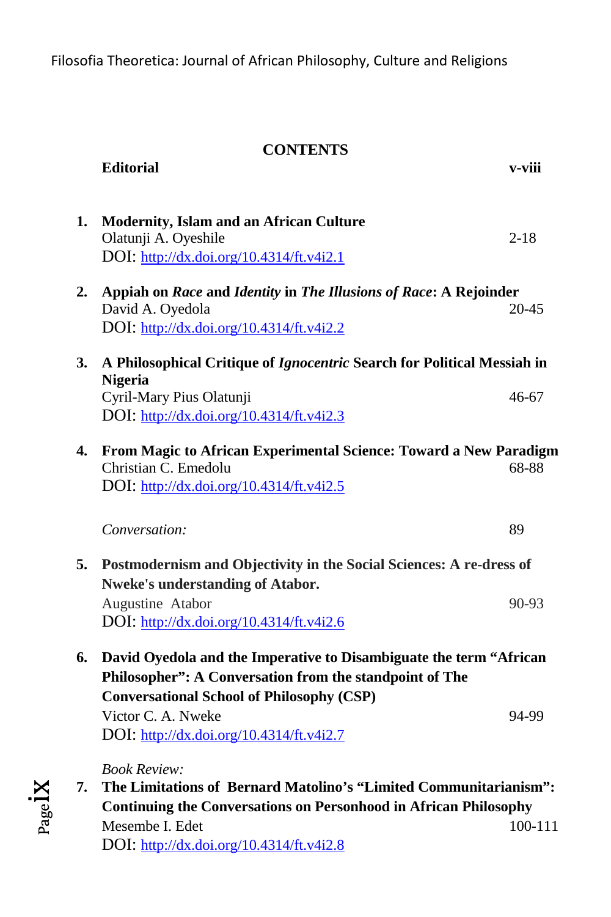## CONTENTS

**Editorial** v-viii

1. **Modernity, Islam and an African Culture**
   Olatunji A. Oyeshile 2-18
   DOI: http://dx.doi.org/10.4314/ft.v4i2.1

2. **Appiah on *Race* and *Identity* in *The Illusions of Race*: A Rejoinder**
   David A. Oyedola 20-45
   DOI: http://dx.doi.org/10.4314/ft.v4i2.2

3. **A Philosophical Critique of *Ignocentric* Search for Political Messiah in Nigeria**
   Cyril-Mary Pius Olatunji 46-67
   DOI: http://dx.doi.org/10.4314/ft.v4i2.3

4. **From Magic to African Experimental Science: Toward a New Paradigm**
   Christian C. Emedolu 68-88
   DOI: http://dx.doi.org/10.4314/ft.v4i2.5

*Conversation:* 89

5. **Postmodernism and Objectivity in the Social Sciences: A re-dress of Nweke's understanding of Atabor.**
   Augustine Atabor 90-93
   DOI: http://dx.doi.org/10.4314/ft.v4i2.6

6. **David Oyedola and the Imperative to Disambiguate the term "African Philosopher": A Conversation from the standpoint of The Conversational School of Philosophy (CSP)**
   Victor C. A. Nweke 94-99
   DOI: http://dx.doi.org/10.4314/ft.v4i2.7

*Book Review:*

7. **The Limitations of Bernard Matolino's "Limited Communitarianism": Continuing the Conversations on Personhood in African Philosophy**
   Mesembe I. Edet 100-111
   DOI: http://dx.doi.org/10.4314/ft.v4i2.8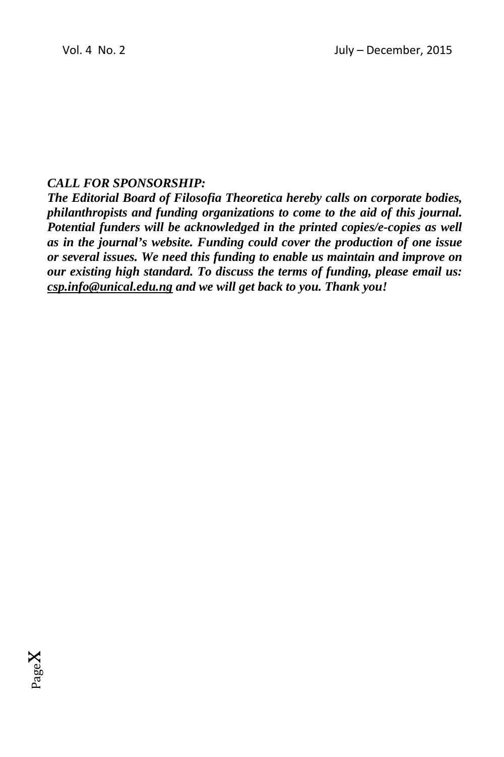***CALL FOR SPONSORSHIP:***

***The Editorial Board of Filosofia Theoretica hereby calls on corporate bodies, philanthropists and funding organizations to come to the aid of this journal. Potential funders will be acknowledged in the printed copies/e-copies as well as in the journal's website. Funding could cover the production of one issue or several issues. We need this funding to enable us maintain and improve on our existing high standard. To discuss the terms of funding, please email us: csp.info@unical.edu.ng and we will get back to you. Thank you!***